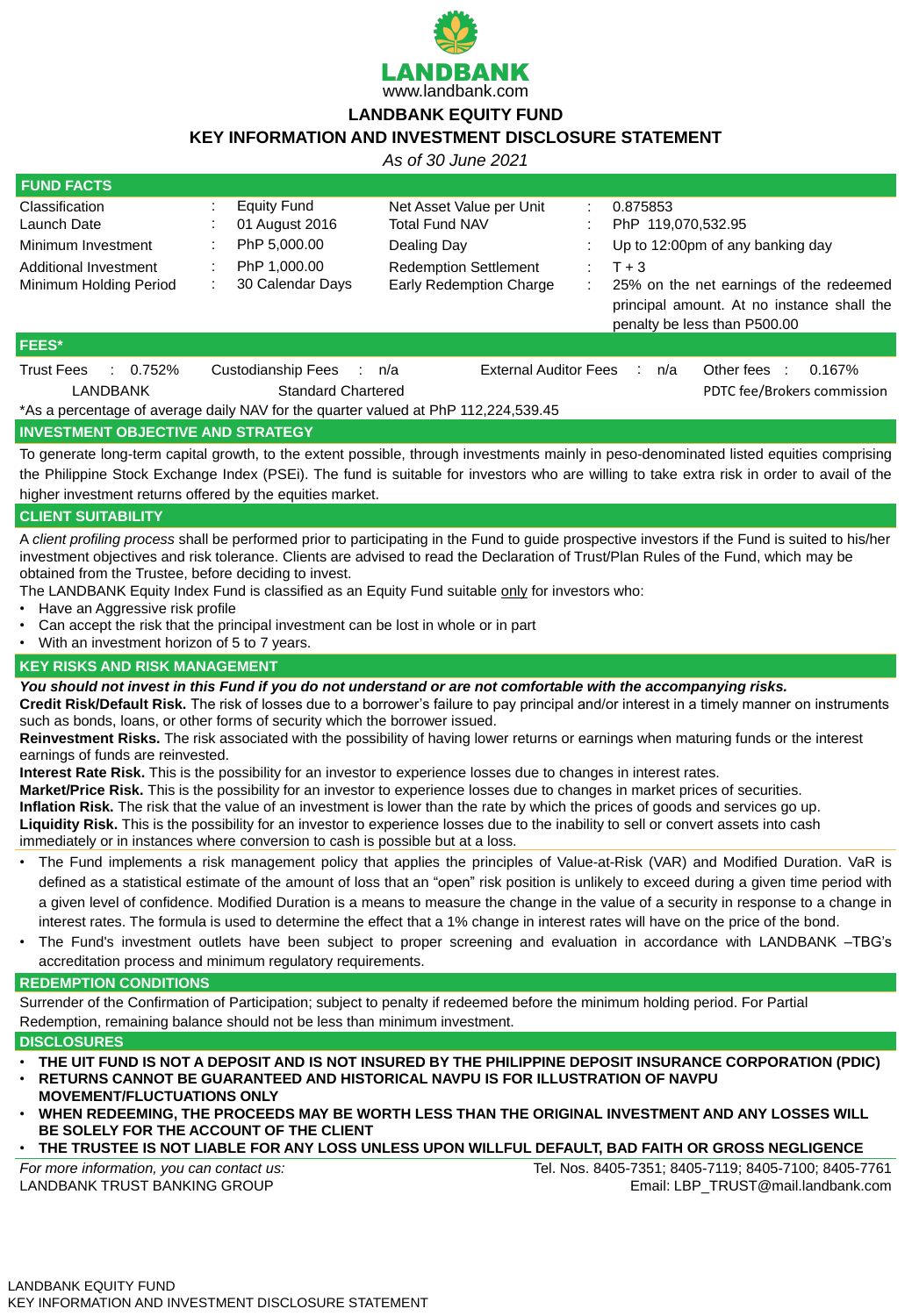LANDBANK

www.landbank.com

# LANDBANK EQUITY FUND

## KEY INFORMATION AND INVESTMENT DISCLOSURE STATEMENT

*As of 30 June 2021*

## FUND FACTS

| | | | |
|---|---|---|---|
| Classification | : Equity Fund | Net Asset Value per Unit | : 0.875853 |
| Launch Date | : 01 August 2016 | Total Fund NAV | : PhP 119,070,532.95 |
| Minimum Investment | : PhP 5,000.00 | Dealing Day | : Up to 12:00pm of any banking day |
| Additional Investment | : PhP 1,000.00 | Redemption Settlement | : T + 3 |
| Minimum Holding Period | : 30 Calendar Days | Early Redemption Charge | : 25% on the net earnings of the redeemed principal amount. At no instance shall the penalty be less than P500.00 |

## FEES*

| Trust Fees | Custodianship Fees | External Auditor Fees | Other fees |
|---|---|---|---|
| 0.752% | n/a | n/a | 0.167% |
| LANDBANK | Standard Chartered | | PDTC fee/Brokers commission |

*As a percentage of average daily NAV for the quarter valued at PhP 112,224,539.45

## INVESTMENT OBJECTIVE AND STRATEGY

To generate long-term capital growth, to the extent possible, through investments mainly in peso-denominated listed equities comprising the Philippine Stock Exchange Index (PSEi). The fund is suitable for investors who are willing to take extra risk in order to avail of the higher investment returns offered by the equities market.

## CLIENT SUITABILITY

A *client profiling process* shall be performed prior to participating in the Fund to guide prospective investors if the Fund is suited to his/her investment objectives and risk tolerance. Clients are advised to read the Declaration of Trust/Plan Rules of the Fund, which may be obtained from the Trustee, before deciding to invest.

The LANDBANK Equity Index Fund is classified as an Equity Fund suitable only for investors who:

- Have an Aggressive risk profile
- Can accept the risk that the principal investment can be lost in whole or in part
- With an investment horizon of 5 to 7 years.

## KEY RISKS AND RISK MANAGEMENT

***You should not invest in this Fund if you do not understand or are not comfortable with the accompanying risks.***

**Credit Risk/Default Risk.** The risk of losses due to a borrower's failure to pay principal and/or interest in a timely manner on instruments such as bonds, loans, or other forms of security which the borrower issued.

**Reinvestment Risks.** The risk associated with the possibility of having lower returns or earnings when maturing funds or the interest earnings of funds are reinvested.

**Interest Rate Risk.** This is the possibility for an investor to experience losses due to changes in interest rates.

**Market/Price Risk.** This is the possibility for an investor to experience losses due to changes in market prices of securities.

**Inflation Risk.** The risk that the value of an investment is lower than the rate by which the prices of goods and services go up.

**Liquidity Risk.** This is the possibility for an investor to experience losses due to the inability to sell or convert assets into cash immediately or in instances where conversion to cash is possible but at a loss.

- The Fund implements a risk management policy that applies the principles of Value-at-Risk (VAR) and Modified Duration. VaR is defined as a statistical estimate of the amount of loss that an "open" risk position is unlikely to exceed during a given time period with a given level of confidence. Modified Duration is a means to measure the change in the value of a security in response to a change in interest rates. The formula is used to determine the effect that a 1% change in interest rates will have on the price of the bond.
- The Fund's investment outlets have been subject to proper screening and evaluation in accordance with LANDBANK –TBG's accreditation process and minimum regulatory requirements.

## REDEMPTION CONDITIONS

Surrender of the Confirmation of Participation; subject to penalty if redeemed before the minimum holding period. For Partial Redemption, remaining balance should not be less than minimum investment.

## DISCLOSURES

- **THE UIT FUND IS NOT A DEPOSIT AND IS NOT INSURED BY THE PHILIPPINE DEPOSIT INSURANCE CORPORATION (PDIC)**
- **RETURNS CANNOT BE GUARANTEED AND HISTORICAL NAVPU IS FOR ILLUSTRATION OF NAVPU MOVEMENT/FLUCTUATIONS ONLY**
- **WHEN REDEEMING, THE PROCEEDS MAY BE WORTH LESS THAN THE ORIGINAL INVESTMENT AND ANY LOSSES WILL BE SOLELY FOR THE ACCOUNT OF THE CLIENT**
- **THE TRUSTEE IS NOT LIABLE FOR ANY LOSS UNLESS UPON WILLFUL DEFAULT, BAD FAITH OR GROSS NEGLIGENCE**

*For more information, you can contact us:*
LANDBANK TRUST BANKING GROUP

Tel. Nos. 8405-7351; 8405-7119; 8405-7100; 8405-7761
Email: LBP_TRUST@mail.landbank.com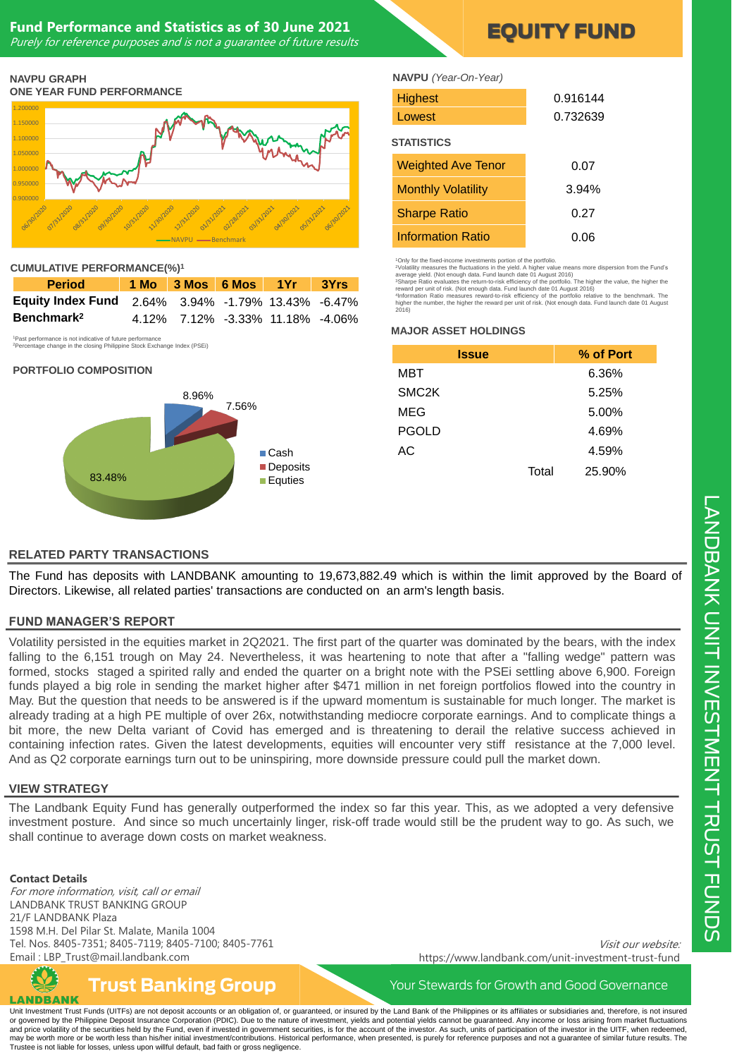## Fund Performance and Statistics as of 30 June 2021

*Purely for reference purposes and is not a guarantee of future results*

# EQUITY FUND

### NAVPU GRAPH
### ONE YEAR FUND PERFORMANCE

1.200000
1.150000
1.100000
1.050000
1.000000
0.950000
0.900000

06/30/2020 07/31/2020 08/31/2020 09/30/2020 10/31/2020 11/30/2020 12/31/2020 01/31/2021 02/28/2021 03/31/2021 04/30/2021 05/31/2021 06/30/2021

NAVPU — Benchmark

### NAVPU *(Year-On-Year)*

| | |
|---|---|
| Highest | 0.916144 |
| Lowest | 0.732639 |

### STATISTICS

| | |
|---|---|
| Weighted Ave Tenor | 0.07 |
| Monthly Volatility | 3.94% |
| Sharpe Ratio | 0.27 |
| Information Ratio | 0.06 |

[1]Only for the fixed-income investments portion of the portfolio.
[2]Volatility measures the fluctuations in the yield. A higher value means more dispersion from the Fund's average yield. (Not enough data. Fund launch date 01 August 2016)
[3]Sharpe Ratio evaluates the return-to-risk efficiency of the portfolio. The higher the value, the higher the reward per unit of risk. (Not enough data. Fund launch date 01 August 2016)
[4]Information Ratio measures reward-to-risk efficiency of the portfolio relative to the benchmark. The higher the number, the higher the reward per unit of risk. (Not enough data. Fund launch date 01 August 2016)

### CUMULATIVE PERFORMANCE(%)[1]

| Period | 1 Mo | 3 Mos | 6 Mos | 1Yr | 3Yrs |
|---|---|---|---|---|---|
| **Equity Index Fund** | 2.64% | 3.94% | -1.79% | 13.43% | -6.47% |
| **Benchmark[2]** | 4.12% | 7.12% | -3.33% | 11.18% | -4.06% |

[1]Past performance is not indicative of future performance
[2]Percentage change in the closing Philippine Stock Exchange Index (PSEi)

### MAJOR ASSET HOLDINGS

| Issue | % of Port |
|---|---|
| MBT | 6.36% |
| SMC2K | 5.25% |
| MEG | 5.00% |
| PGOLD | 4.69% |
| AC | 4.59% |
| Total | 25.90% |

### PORTFOLIO COMPOSITION

8.96%
7.56%
83.48%

Cash
Deposits
Equties

### RELATED PARTY TRANSACTIONS

The Fund has deposits with LANDBANK amounting to 19,673,882.49 which is within the limit approved by the Board of Directors. Likewise, all related parties' transactions are conducted on an arm's length basis.

### FUND MANAGER'S REPORT

Volatility persisted in the equities market in 2Q2021. The first part of the quarter was dominated by the bears, with the index falling to the 6,151 trough on May 24. Nevertheless, it was heartening to note that after a "falling wedge" pattern was formed, stocks staged a spirited rally and ended the quarter on a bright note with the PSEi settling above 6,900. Foreign funds played a big role in sending the market higher after $471 million in net foreign portfolios flowed into the country in May. But the question that needs to be answered is if the upward momentum is sustainable for much longer. The market is already trading at a high PE multiple of over 26x, notwithstanding mediocre corporate earnings. And to complicate things a bit more, the new Delta variant of Covid has emerged and is threatening to derail the relative success achieved in containing infection rates. Given the latest developments, equities will encounter very stiff resistance at the 7,000 level. And as Q2 corporate earnings turn out to be uninspiring, more downside pressure could pull the market down.

### VIEW STRATEGY

The Landbank Equity Fund has generally outperformed the index so far this year. This, as we adopted a very defensive investment posture. And since so much uncertainly linger, risk-off trade would still be the prudent way to go. As such, we shall continue to average down costs on market weakness.

**Contact Details**
*For more information, visit, call or email*
LANDBANK TRUST BANKING GROUP
21/F LANDBANK Plaza
1598 M.H. Del Pilar St. Malate, Manila 1004
Tel. Nos. 8405-7351; 8405-7119; 8405-7100; 8405-7761
Email : LBP_Trust@mail.landbank.com

*Visit our website:*
https://www.landbank.com/unit-investment-trust-fund

LANDBANK **Trust Banking Group** Your Stewards for Growth and Good Governance

LANDBANK UNIT INVESTMENT TRUST FUNDS

Unit Investment Trust Funds (UITFs) are not deposit accounts or an obligation of, or guaranteed, or insured by the Land Bank of the Philippines or its affiliates or subsidiaries and, therefore, is not insured or governed by the Philippine Deposit Insurance Corporation (PDIC). Due to the nature of investment, yields and potential yields cannot be guaranteed. Any income or loss arising from market fluctuations and price volatility of the securities held by the Fund, even if invested in government securities, is for the account of the investor. As such, units of participation of the investor in the UITF, when redeemed, may be worth more or be worth less than his/her initial investment/contributions. Historical performance, when presented, is purely for reference purposes and not a guarantee of similar future results. The Trustee is not liable for losses, unless upon willful default, bad faith or gross negligence.